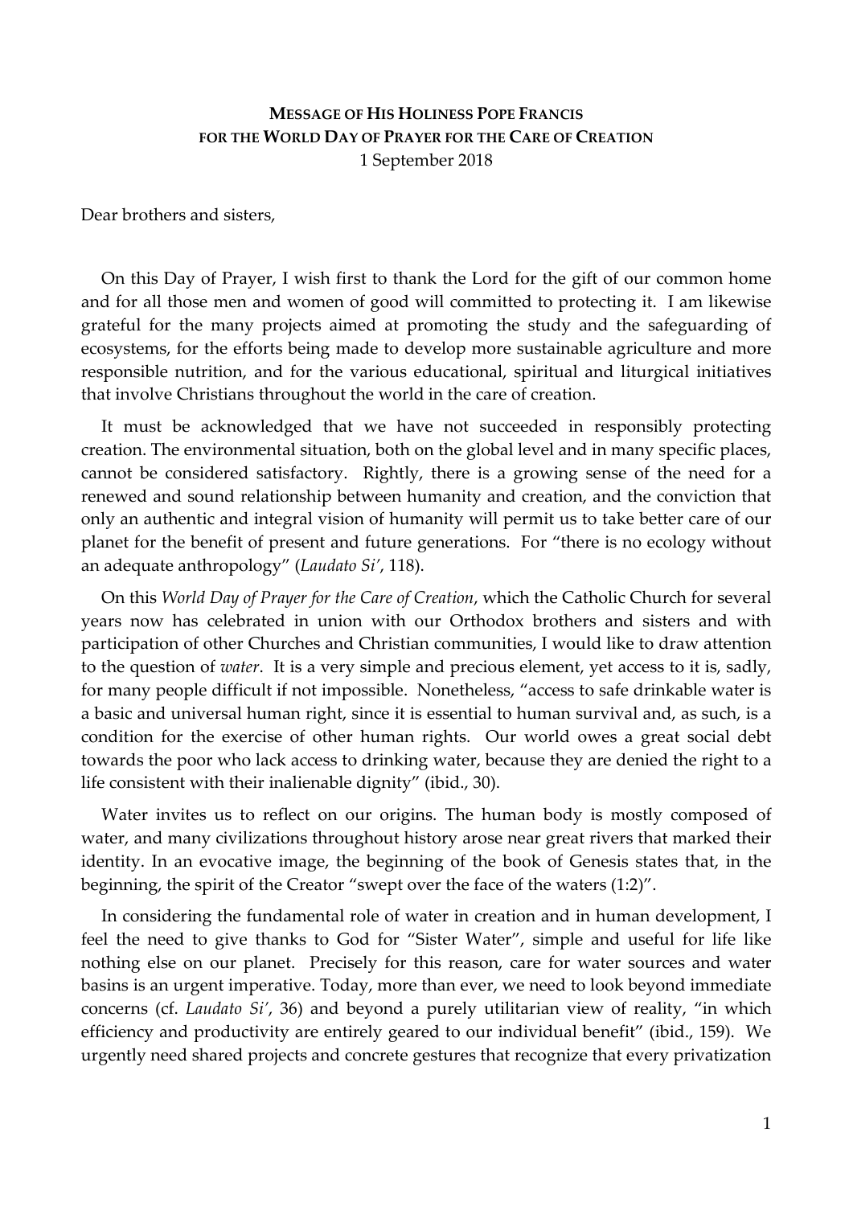**MESSAGE OF HIS HOLINESS POPE FRANCIS**
**FOR THE WORLD DAY OF PRAYER FOR THE CARE OF CREATION**
1 September 2018

Dear brothers and sisters,

On this Day of Prayer, I wish first to thank the Lord for the gift of our common home and for all those men and women of good will committed to protecting it. I am likewise grateful for the many projects aimed at promoting the study and the safeguarding of ecosystems, for the efforts being made to develop more sustainable agriculture and more responsible nutrition, and for the various educational, spiritual and liturgical initiatives that involve Christians throughout the world in the care of creation.

It must be acknowledged that we have not succeeded in responsibly protecting creation. The environmental situation, both on the global level and in many specific places, cannot be considered satisfactory. Rightly, there is a growing sense of the need for a renewed and sound relationship between humanity and creation, and the conviction that only an authentic and integral vision of humanity will permit us to take better care of our planet for the benefit of present and future generations. For "there is no ecology without an adequate anthropology" (*Laudato Si'*, 118).

On this *World Day of Prayer for the Care of Creation*, which the Catholic Church for several years now has celebrated in union with our Orthodox brothers and sisters and with participation of other Churches and Christian communities, I would like to draw attention to the question of *water*. It is a very simple and precious element, yet access to it is, sadly, for many people difficult if not impossible. Nonetheless, "access to safe drinkable water is a basic and universal human right, since it is essential to human survival and, as such, is a condition for the exercise of other human rights. Our world owes a great social debt towards the poor who lack access to drinking water, because they are denied the right to a life consistent with their inalienable dignity" (ibid., 30).

Water invites us to reflect on our origins. The human body is mostly composed of water, and many civilizations throughout history arose near great rivers that marked their identity. In an evocative image, the beginning of the book of Genesis states that, in the beginning, the spirit of the Creator "swept over the face of the waters (1:2)".

In considering the fundamental role of water in creation and in human development, I feel the need to give thanks to God for "Sister Water", simple and useful for life like nothing else on our planet. Precisely for this reason, care for water sources and water basins is an urgent imperative. Today, more than ever, we need to look beyond immediate concerns (cf. *Laudato Si'*, 36) and beyond a purely utilitarian view of reality, "in which efficiency and productivity are entirely geared to our individual benefit" (ibid., 159). We urgently need shared projects and concrete gestures that recognize that every privatization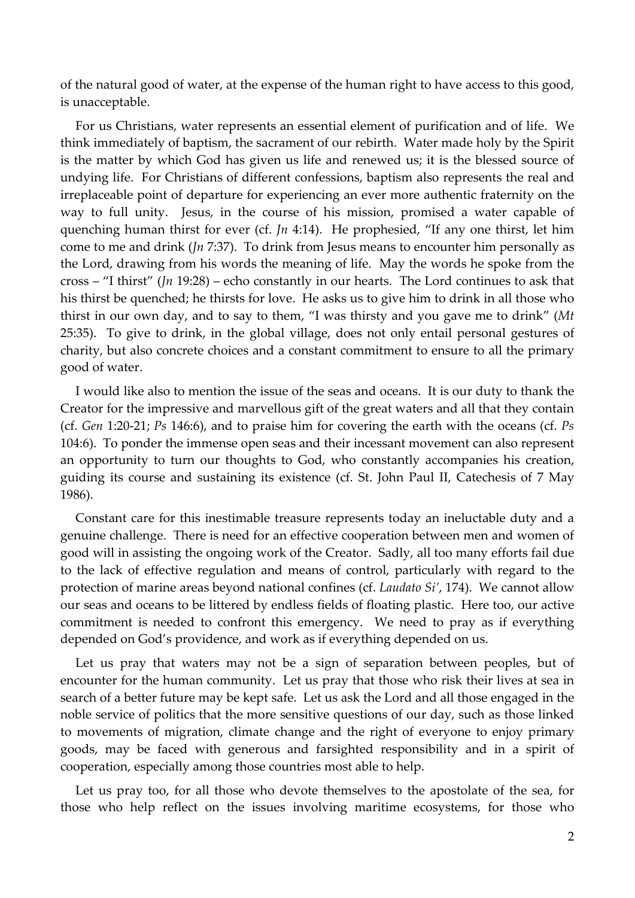of the natural good of water, at the expense of the human right to have access to this good, is unacceptable.

For us Christians, water represents an essential element of purification and of life. We think immediately of baptism, the sacrament of our rebirth. Water made holy by the Spirit is the matter by which God has given us life and renewed us; it is the blessed source of undying life. For Christians of different confessions, baptism also represents the real and irreplaceable point of departure for experiencing an ever more authentic fraternity on the way to full unity. Jesus, in the course of his mission, promised a water capable of quenching human thirst for ever (cf. *Jn* 4:14). He prophesied, "If any one thirst, let him come to me and drink (*Jn* 7:37). To drink from Jesus means to encounter him personally as the Lord, drawing from his words the meaning of life. May the words he spoke from the cross – "I thirst" (*Jn* 19:28) – echo constantly in our hearts. The Lord continues to ask that his thirst be quenched; he thirsts for love. He asks us to give him to drink in all those who thirst in our own day, and to say to them, "I was thirsty and you gave me to drink" (*Mt* 25:35). To give to drink, in the global village, does not only entail personal gestures of charity, but also concrete choices and a constant commitment to ensure to all the primary good of water.

I would like also to mention the issue of the seas and oceans. It is our duty to thank the Creator for the impressive and marvellous gift of the great waters and all that they contain (cf. *Gen* 1:20-21; *Ps* 146:6), and to praise him for covering the earth with the oceans (cf. *Ps* 104:6). To ponder the immense open seas and their incessant movement can also represent an opportunity to turn our thoughts to God, who constantly accompanies his creation, guiding its course and sustaining its existence (cf. St. John Paul II, Catechesis of 7 May 1986).

Constant care for this inestimable treasure represents today an ineluctable duty and a genuine challenge. There is need for an effective cooperation between men and women of good will in assisting the ongoing work of the Creator. Sadly, all too many efforts fail due to the lack of effective regulation and means of control, particularly with regard to the protection of marine areas beyond national confines (cf. *Laudato Si'*, 174). We cannot allow our seas and oceans to be littered by endless fields of floating plastic. Here too, our active commitment is needed to confront this emergency. We need to pray as if everything depended on God's providence, and work as if everything depended on us.

Let us pray that waters may not be a sign of separation between peoples, but of encounter for the human community. Let us pray that those who risk their lives at sea in search of a better future may be kept safe. Let us ask the Lord and all those engaged in the noble service of politics that the more sensitive questions of our day, such as those linked to movements of migration, climate change and the right of everyone to enjoy primary goods, may be faced with generous and farsighted responsibility and in a spirit of cooperation, especially among those countries most able to help.

Let us pray too, for all those who devote themselves to the apostolate of the sea, for those who help reflect on the issues involving maritime ecosystems, for those who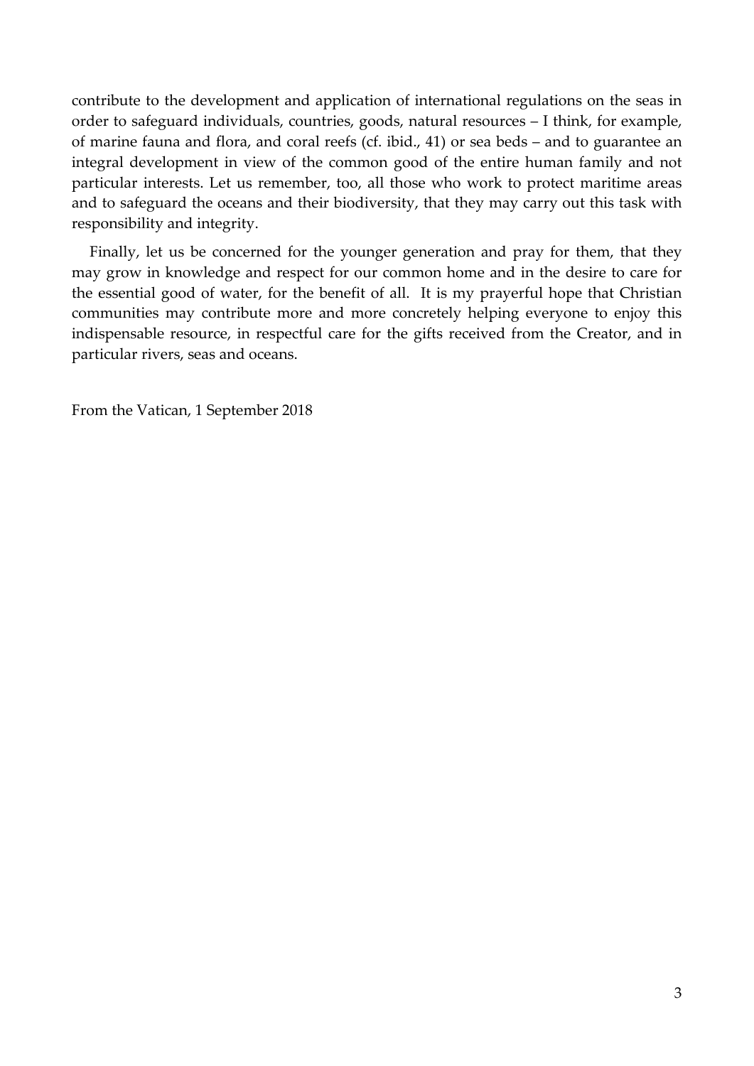contribute to the development and application of international regulations on the seas in order to safeguard individuals, countries, goods, natural resources – I think, for example, of marine fauna and flora, and coral reefs (cf. ibid., 41) or sea beds – and to guarantee an integral development in view of the common good of the entire human family and not particular interests. Let us remember, too, all those who work to protect maritime areas and to safeguard the oceans and their biodiversity, that they may carry out this task with responsibility and integrity.

Finally, let us be concerned for the younger generation and pray for them, that they may grow in knowledge and respect for our common home and in the desire to care for the essential good of water, for the benefit of all. It is my prayerful hope that Christian communities may contribute more and more concretely helping everyone to enjoy this indispensable resource, in respectful care for the gifts received from the Creator, and in particular rivers, seas and oceans.

From the Vatican, 1 September 2018